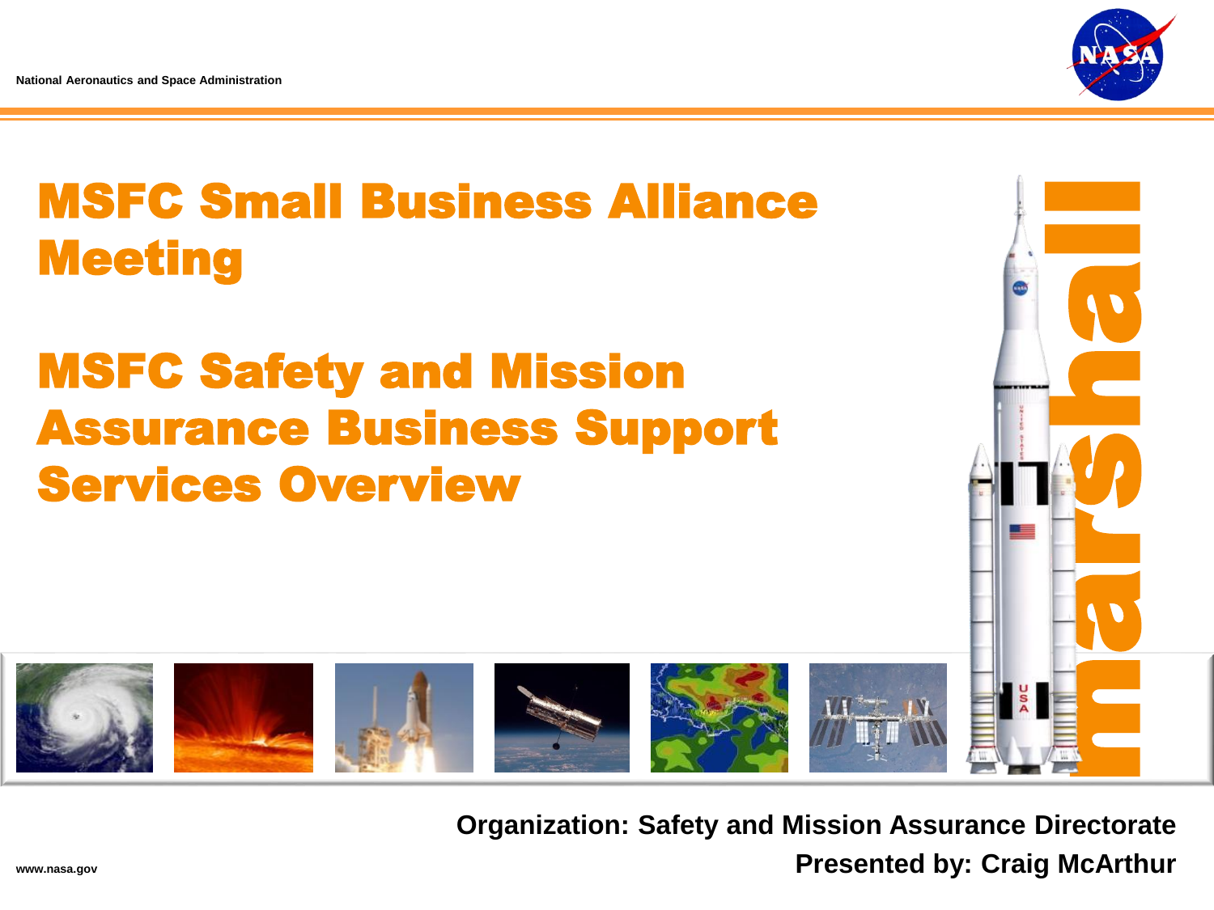National Aeronautics and Space Administration

# MSFC Small Business Alliance Meeting

# MSFC Safety and Mission Assurance Business Support Services Overview

**Organization: Safety and Mission Assurance Directorate**

**Presented by: Craig McArthur**

www.nasa.gov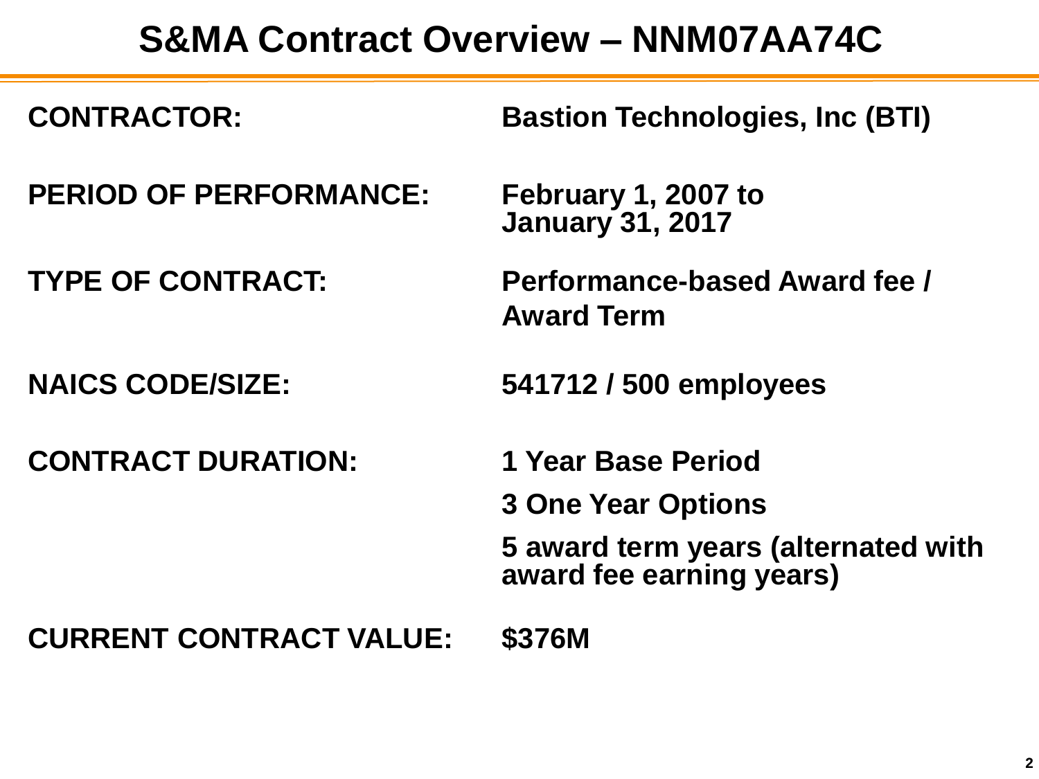# S&MA Contract Overview – NNM07AA74C

| | |
|---|---|
| **CONTRACTOR:** | **Bastion Technologies, Inc (BTI)** |
| **PERIOD OF PERFORMANCE:** | **February 1, 2007 to January 31, 2017** |
| **TYPE OF CONTRACT:** | **Performance-based Award fee / Award Term** |
| **NAICS CODE/SIZE:** | **541712 / 500 employees** |
| **CONTRACT DURATION:** | **1 Year Base Period**<br>**3 One Year Options**<br>**5 award term years (alternated with award fee earning years)** |
| **CURRENT CONTRACT VALUE:** | **$376M** |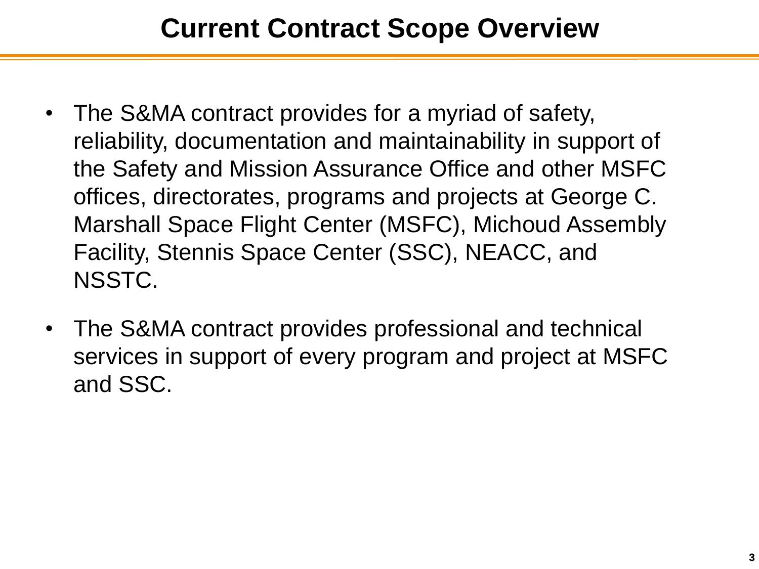# Current Contract Scope Overview

- The S&MA contract provides for a myriad of safety, reliability, documentation and maintainability in support of the Safety and Mission Assurance Office and other MSFC offices, directorates, programs and projects at George C. Marshall Space Flight Center (MSFC), Michoud Assembly Facility, Stennis Space Center (SSC), NEACC, and NSSTC.
- The S&MA contract provides professional and technical services in support of every program and project at MSFC and SSC.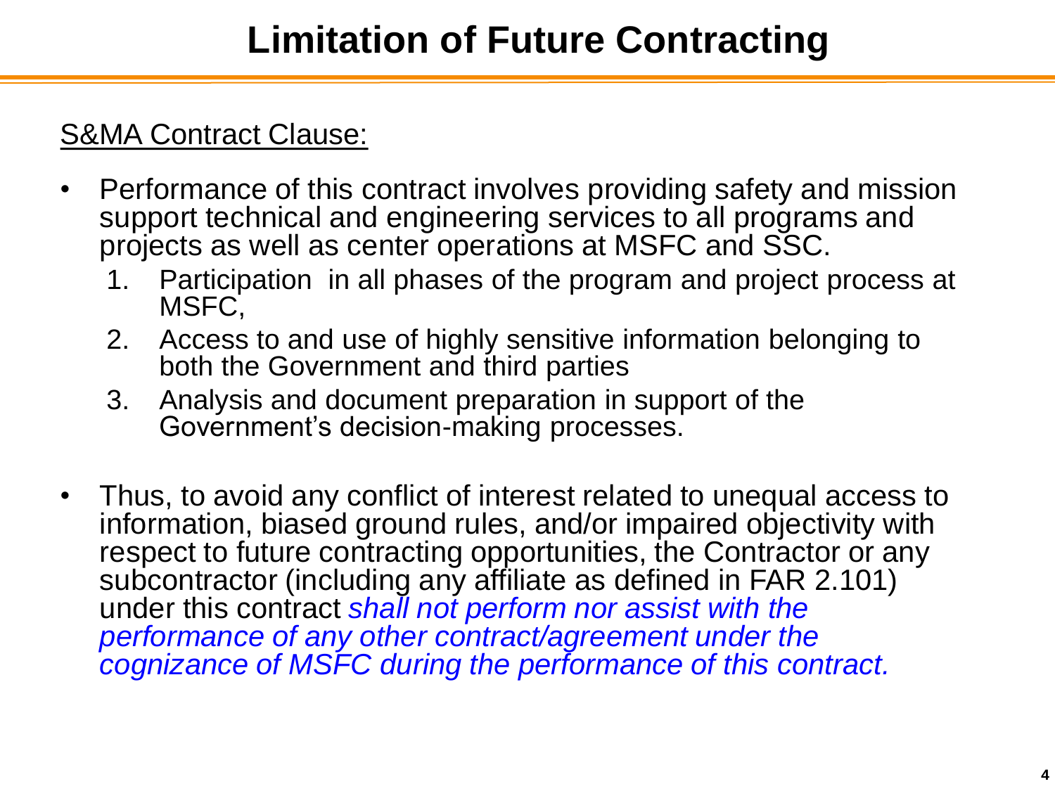# Limitation of Future Contracting

S&MA Contract Clause:

- Performance of this contract involves providing safety and mission support technical and engineering services to all programs and projects as well as center operations at MSFC and SSC.
  1. Participation  in all phases of the program and project process at MSFC,
  2. Access to and use of highly sensitive information belonging to both the Government and third parties
  3. Analysis and document preparation in support of the Government's decision-making processes.

- Thus, to avoid any conflict of interest related to unequal access to information, biased ground rules, and/or impaired objectivity with respect to future contracting opportunities, the Contractor or any subcontractor (including any affiliate as defined in FAR 2.101) under this contract *shall not perform nor assist with the performance of any other contract/agreement under the cognizance of MSFC during the performance of this contract.*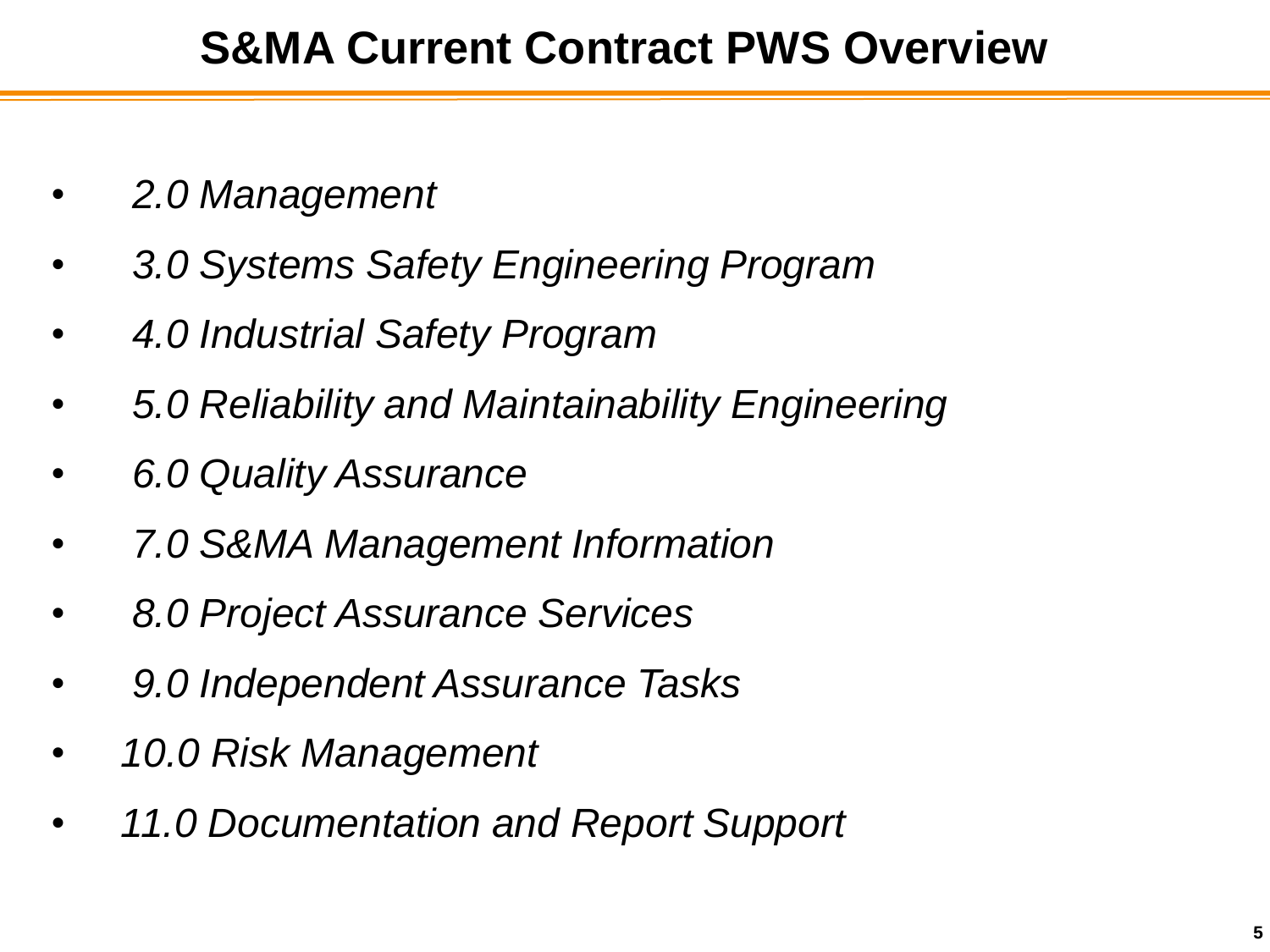# S&MA Current Contract PWS Overview

- *2.0 Management*
- *3.0 Systems Safety Engineering Program*
- *4.0 Industrial Safety Program*
- *5.0 Reliability and Maintainability Engineering*
- *6.0 Quality Assurance*
- *7.0 S&MA Management Information*
- *8.0 Project Assurance Services*
- *9.0 Independent Assurance Tasks*
- *10.0 Risk Management*
- *11.0 Documentation and Report Support*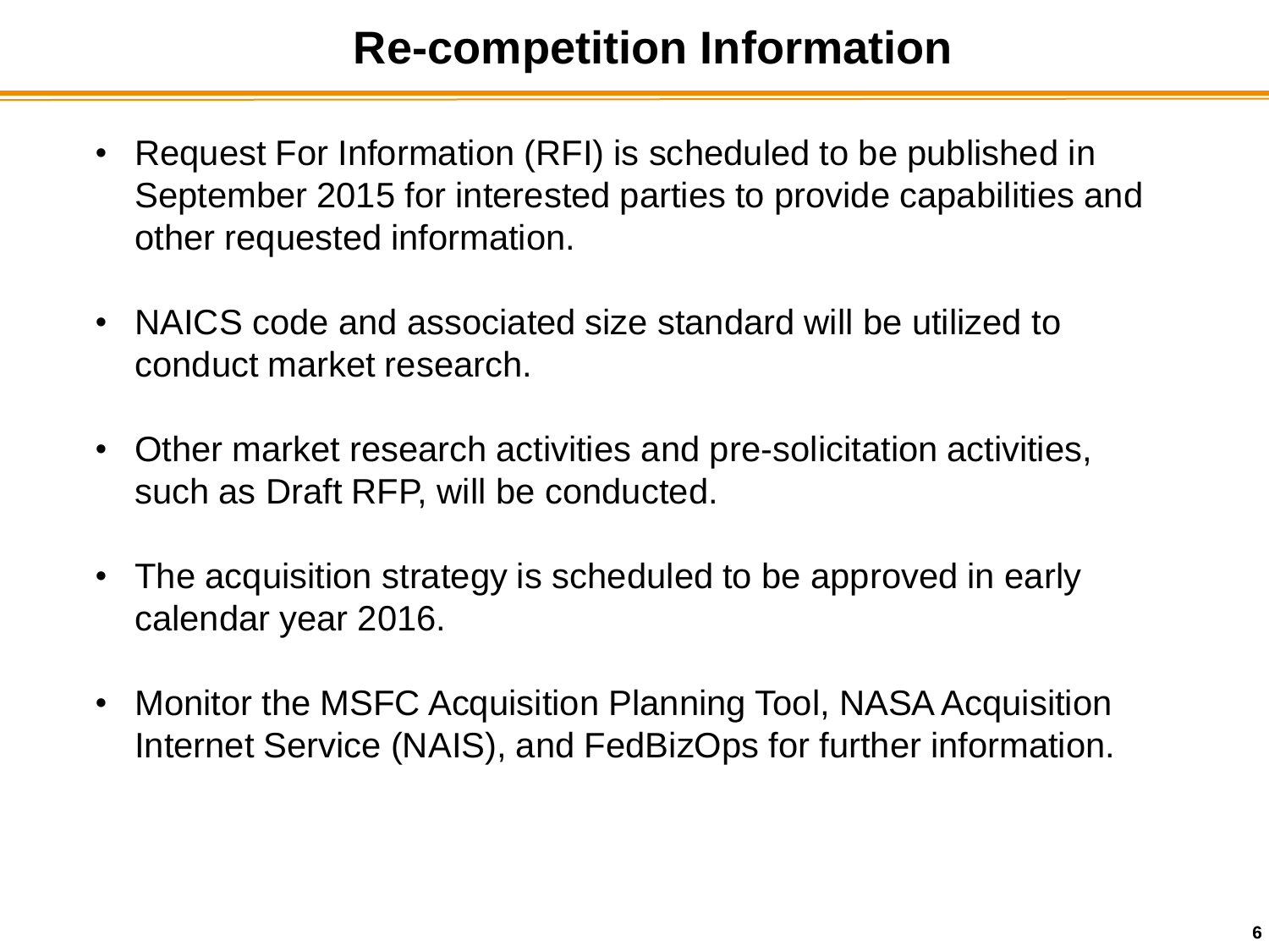# Re-competition Information

- Request For Information (RFI) is scheduled to be published in September 2015 for interested parties to provide capabilities and other requested information.
- NAICS code and associated size standard will be utilized to conduct market research.
- Other market research activities and pre-solicitation activities, such as Draft RFP, will be conducted.
- The acquisition strategy is scheduled to be approved in early calendar year 2016.
- Monitor the MSFC Acquisition Planning Tool, NASA Acquisition Internet Service (NAIS), and FedBizOps for further information.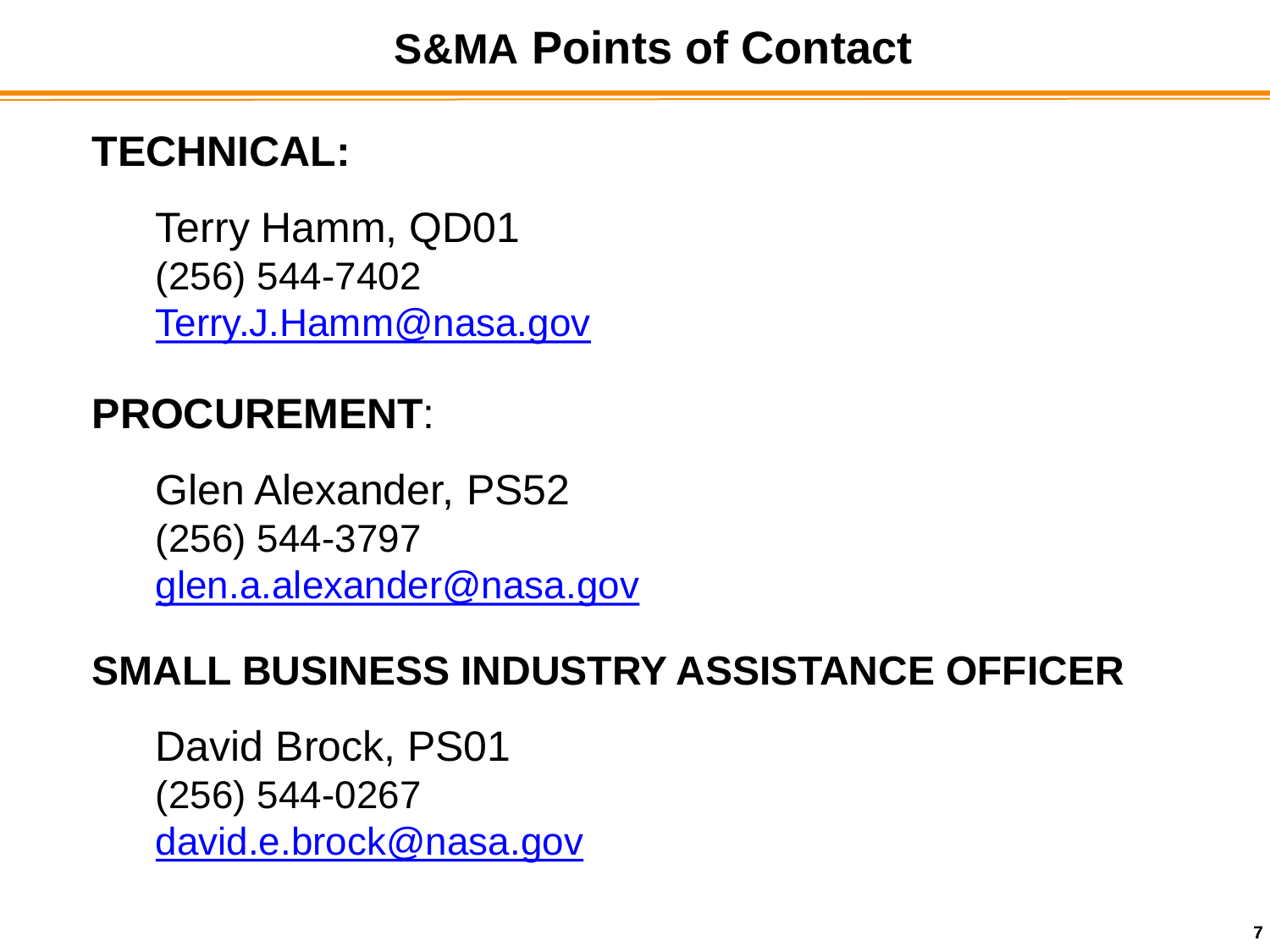# S&MA Points of Contact

## TECHNICAL:

Terry Hamm, QD01
(256) 544-7402
Terry.J.Hamm@nasa.gov

## PROCUREMENT:

Glen Alexander, PS52
(256) 544-3797
glen.a.alexander@nasa.gov

## SMALL BUSINESS INDUSTRY ASSISTANCE OFFICER

David Brock, PS01
(256) 544-0267
david.e.brock@nasa.gov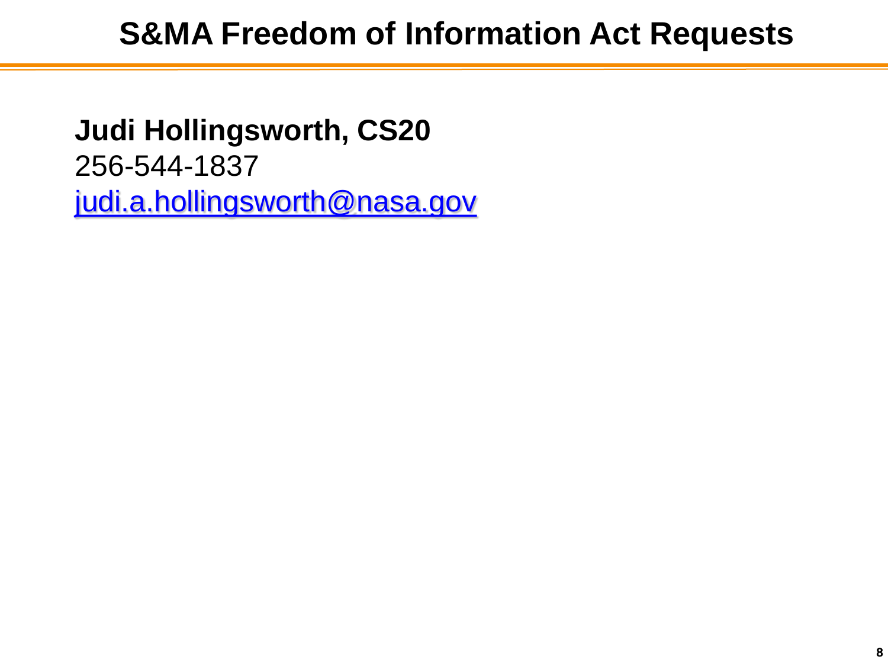# S&MA Freedom of Information Act Requests

**Judi Hollingsworth, CS20**
256-544-1837
judi.a.hollingsworth@nasa.gov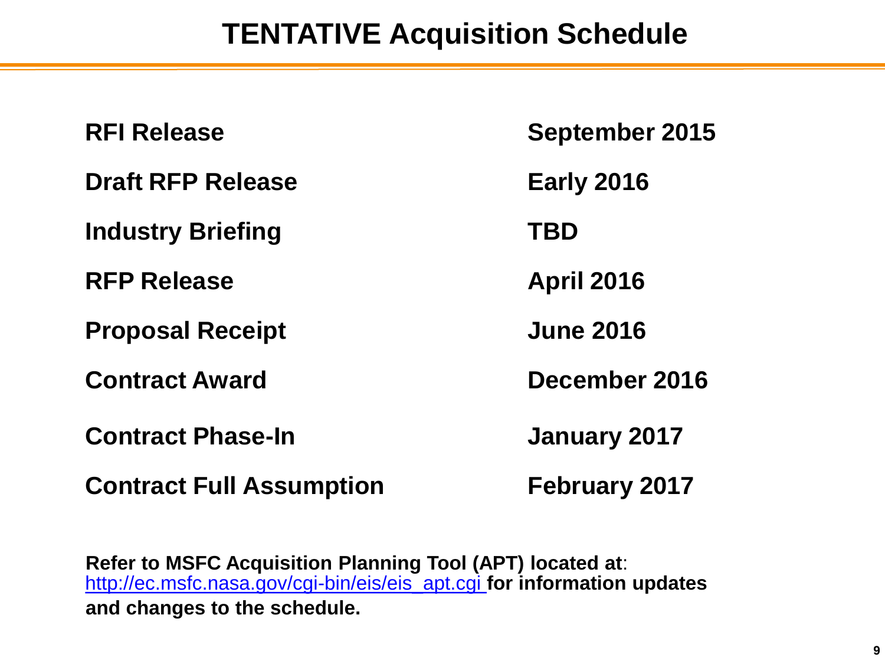# TENTATIVE Acquisition Schedule

| | |
|---|---|
| **RFI Release** | **September 2015** |
| **Draft RFP Release** | **Early 2016** |
| **Industry Briefing** | **TBD** |
| **RFP Release** | **April 2016** |
| **Proposal Receipt** | **June 2016** |
| **Contract Award** | **December 2016** |
| **Contract Phase-In** | **January 2017** |
| **Contract Full Assumption** | **February 2017** |

**Refer to MSFC Acquisition Planning Tool (APT) located at**: http://ec.msfc.nasa.gov/cgi-bin/eis/eis_apt.cgi **for information updates and changes to the schedule.**